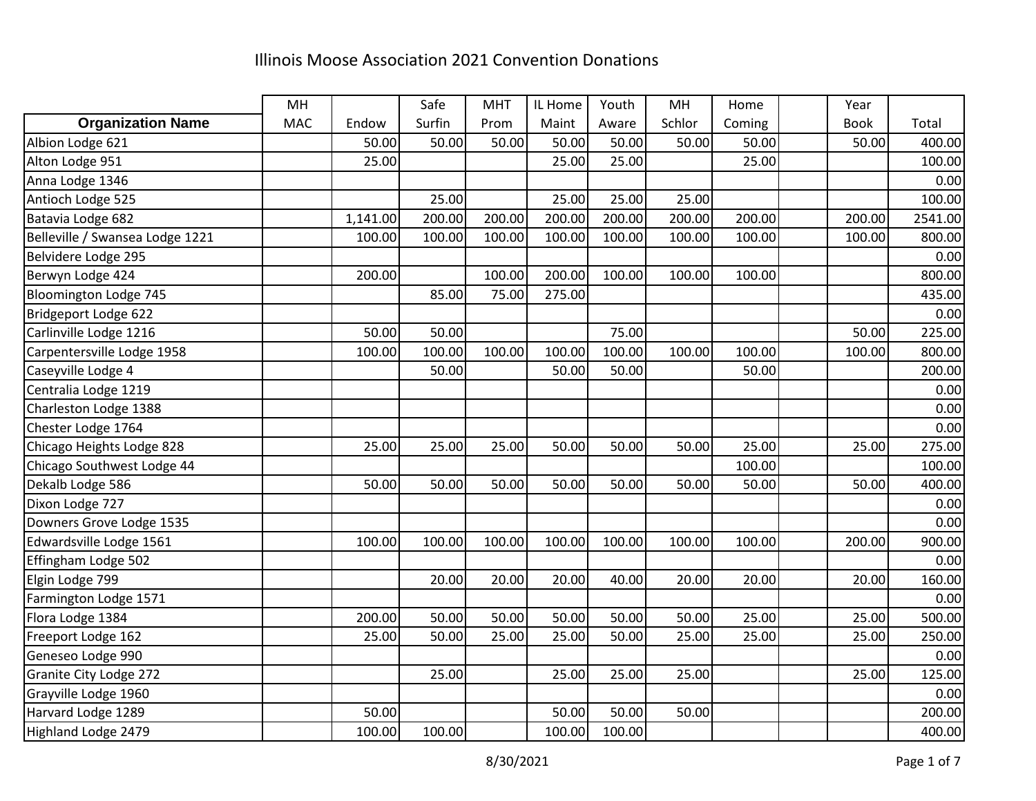# Illinois Moose Association 2021 Convention Donations

| Organization Name | MH MAC | Endow | Safe Surfin | MHT Prom | IL Home Maint | Youth Aware | MH Schlor | Home Coming | | Year Book | Total |
|---|---|---|---|---|---|---|---|---|---|---|---|
| Albion Lodge 621 | | 50.00 | 50.00 | 50.00 | 50.00 | 50.00 | 50.00 | 50.00 | | 50.00 | 400.00 |
| Alton Lodge 951 | | 25.00 | | | 25.00 | 25.00 | | 25.00 | | | 100.00 |
| Anna Lodge 1346 | | | | | | | | | | | 0.00 |
| Antioch Lodge 525 | | | 25.00 | | 25.00 | 25.00 | 25.00 | | | | 100.00 |
| Batavia Lodge 682 | | 1,141.00 | 200.00 | 200.00 | 200.00 | 200.00 | 200.00 | 200.00 | | 200.00 | 2541.00 |
| Belleville / Swansea Lodge 1221 | | 100.00 | 100.00 | 100.00 | 100.00 | 100.00 | 100.00 | 100.00 | | 100.00 | 800.00 |
| Belvidere Lodge 295 | | | | | | | | | | | 0.00 |
| Berwyn Lodge 424 | | 200.00 | | 100.00 | 200.00 | 100.00 | 100.00 | 100.00 | | | 800.00 |
| Bloomington Lodge 745 | | | 85.00 | 75.00 | 275.00 | | | | | | 435.00 |
| Bridgeport Lodge 622 | | | | | | | | | | | 0.00 |
| Carlinville Lodge 1216 | | 50.00 | 50.00 | | | 75.00 | | | | 50.00 | 225.00 |
| Carpentersville Lodge 1958 | | 100.00 | 100.00 | 100.00 | 100.00 | 100.00 | 100.00 | 100.00 | | 100.00 | 800.00 |
| Caseyville Lodge 4 | | | 50.00 | | 50.00 | 50.00 | | 50.00 | | | 200.00 |
| Centralia Lodge 1219 | | | | | | | | | | | 0.00 |
| Charleston Lodge 1388 | | | | | | | | | | | 0.00 |
| Chester Lodge 1764 | | | | | | | | | | | 0.00 |
| Chicago Heights Lodge 828 | | 25.00 | 25.00 | 25.00 | 50.00 | 50.00 | 50.00 | 25.00 | | 25.00 | 275.00 |
| Chicago Southwest Lodge 44 | | | | | | | | 100.00 | | | 100.00 |
| Dekalb Lodge 586 | | 50.00 | 50.00 | 50.00 | 50.00 | 50.00 | 50.00 | 50.00 | | 50.00 | 400.00 |
| Dixon Lodge 727 | | | | | | | | | | | 0.00 |
| Downers Grove Lodge 1535 | | | | | | | | | | | 0.00 |
| Edwardsville Lodge 1561 | | 100.00 | 100.00 | 100.00 | 100.00 | 100.00 | 100.00 | 100.00 | | 200.00 | 900.00 |
| Effingham Lodge 502 | | | | | | | | | | | 0.00 |
| Elgin Lodge 799 | | | 20.00 | 20.00 | 20.00 | 40.00 | 20.00 | 20.00 | | 20.00 | 160.00 |
| Farmington Lodge 1571 | | | | | | | | | | | 0.00 |
| Flora Lodge 1384 | | 200.00 | 50.00 | 50.00 | 50.00 | 50.00 | 50.00 | 25.00 | | 25.00 | 500.00 |
| Freeport Lodge 162 | | 25.00 | 50.00 | 25.00 | 25.00 | 50.00 | 25.00 | 25.00 | | 25.00 | 250.00 |
| Geneseo Lodge 990 | | | | | | | | | | | 0.00 |
| Granite City Lodge 272 | | | 25.00 | | 25.00 | 25.00 | 25.00 | | | 25.00 | 125.00 |
| Grayville Lodge 1960 | | | | | | | | | | | 0.00 |
| Harvard Lodge 1289 | | 50.00 | | | 50.00 | 50.00 | 50.00 | | | | 200.00 |
| Highland Lodge 2479 | | 100.00 | 100.00 | | 100.00 | 100.00 | | | | | 400.00 |

8/30/2021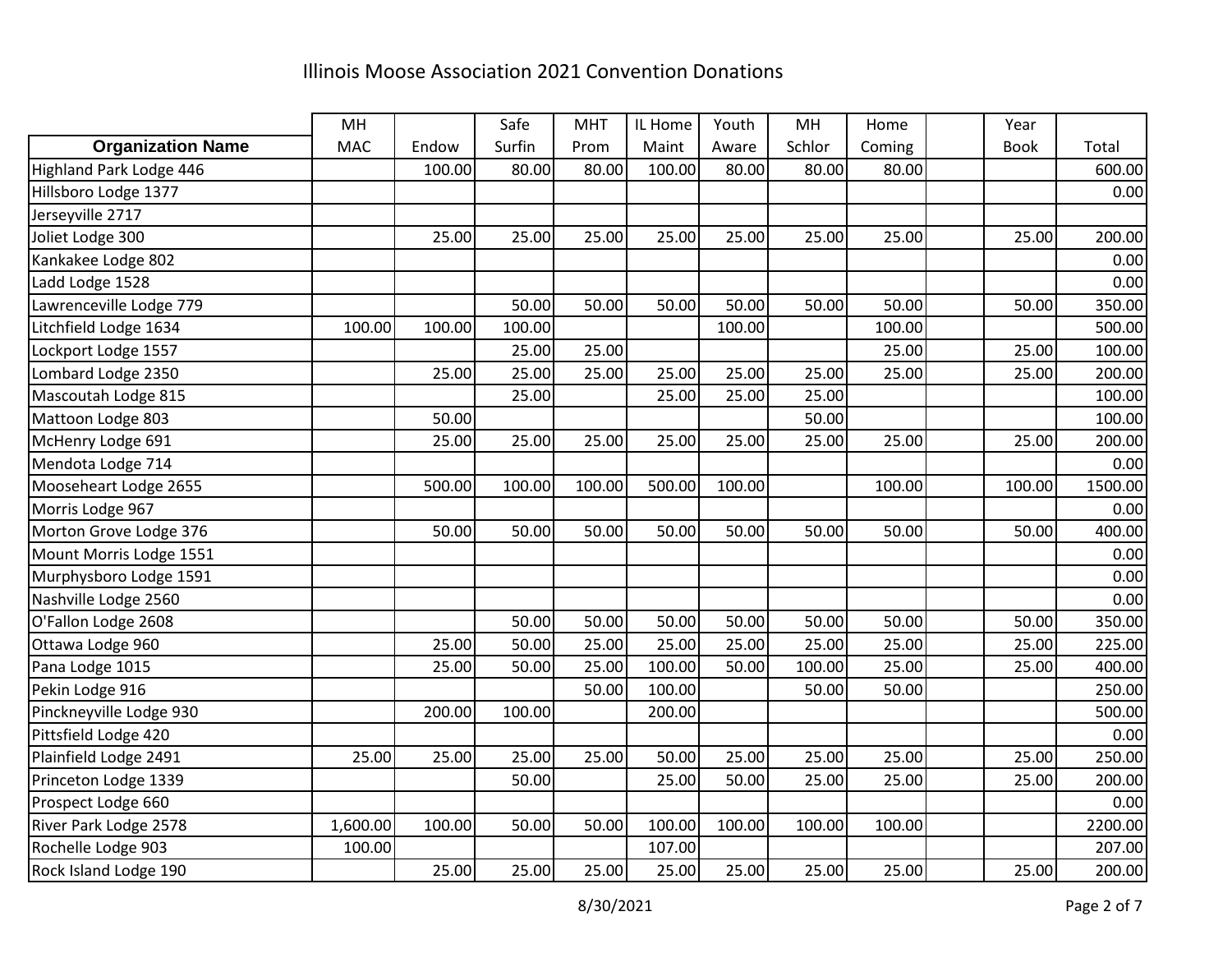# Illinois Moose Association 2021 Convention Donations

| Organization Name | MH MAC | Endow | Safe Surfin | MHT Prom | IL Home Maint | Youth Aware | MH Schlor | Home Coming | | Year Book | Total |
|---|---|---|---|---|---|---|---|---|---|---|---|
| Highland Park Lodge 446 | | 100.00 | 80.00 | 80.00 | 100.00 | 80.00 | 80.00 | 80.00 | | | 600.00 |
| Hillsboro Lodge 1377 | | | | | | | | | | | 0.00 |
| Jerseyville 2717 | | | | | | | | | | | |
| Joliet Lodge 300 | | 25.00 | 25.00 | 25.00 | 25.00 | 25.00 | 25.00 | 25.00 | | 25.00 | 200.00 |
| Kankakee Lodge 802 | | | | | | | | | | | 0.00 |
| Ladd Lodge 1528 | | | | | | | | | | | 0.00 |
| Lawrenceville Lodge 779 | | | 50.00 | 50.00 | 50.00 | 50.00 | 50.00 | 50.00 | | 50.00 | 350.00 |
| Litchfield Lodge 1634 | 100.00 | 100.00 | 100.00 | | | 100.00 | | 100.00 | | | 500.00 |
| Lockport Lodge 1557 | | | 25.00 | 25.00 | | | | 25.00 | | 25.00 | 100.00 |
| Lombard Lodge 2350 | | 25.00 | 25.00 | 25.00 | 25.00 | 25.00 | 25.00 | 25.00 | | 25.00 | 200.00 |
| Mascoutah Lodge 815 | | | 25.00 | | 25.00 | 25.00 | 25.00 | | | | 100.00 |
| Mattoon Lodge 803 | | 50.00 | | | | | 50.00 | | | | 100.00 |
| McHenry Lodge 691 | | 25.00 | 25.00 | 25.00 | 25.00 | 25.00 | 25.00 | 25.00 | | 25.00 | 200.00 |
| Mendota Lodge 714 | | | | | | | | | | | 0.00 |
| Mooseheart Lodge 2655 | | 500.00 | 100.00 | 100.00 | 500.00 | 100.00 | | 100.00 | | 100.00 | 1500.00 |
| Morris Lodge 967 | | | | | | | | | | | 0.00 |
| Morton Grove Lodge 376 | | 50.00 | 50.00 | 50.00 | 50.00 | 50.00 | 50.00 | 50.00 | | 50.00 | 400.00 |
| Mount Morris Lodge 1551 | | | | | | | | | | | 0.00 |
| Murphysboro Lodge 1591 | | | | | | | | | | | 0.00 |
| Nashville Lodge 2560 | | | | | | | | | | | 0.00 |
| O'Fallon Lodge 2608 | | | 50.00 | 50.00 | 50.00 | 50.00 | 50.00 | 50.00 | | 50.00 | 350.00 |
| Ottawa Lodge 960 | | 25.00 | 50.00 | 25.00 | 25.00 | 25.00 | 25.00 | 25.00 | | 25.00 | 225.00 |
| Pana Lodge 1015 | | 25.00 | 50.00 | 25.00 | 100.00 | 50.00 | 100.00 | 25.00 | | 25.00 | 400.00 |
| Pekin Lodge 916 | | | | 50.00 | 100.00 | | 50.00 | 50.00 | | | 250.00 |
| Pinckneyville Lodge 930 | | 200.00 | 100.00 | | 200.00 | | | | | | 500.00 |
| Pittsfield Lodge 420 | | | | | | | | | | | 0.00 |
| Plainfield Lodge 2491 | 25.00 | 25.00 | 25.00 | 25.00 | 50.00 | 25.00 | 25.00 | 25.00 | | 25.00 | 250.00 |
| Princeton Lodge 1339 | | | 50.00 | | 25.00 | 50.00 | 25.00 | 25.00 | | 25.00 | 200.00 |
| Prospect Lodge 660 | | | | | | | | | | | 0.00 |
| River Park Lodge 2578 | 1,600.00 | 100.00 | 50.00 | 50.00 | 100.00 | 100.00 | 100.00 | 100.00 | | | 2200.00 |
| Rochelle Lodge 903 | 100.00 | | | | 107.00 | | | | | | 207.00 |
| Rock Island Lodge 190 | | 25.00 | 25.00 | 25.00 | 25.00 | 25.00 | 25.00 | 25.00 | | 25.00 | 200.00 |

8/30/2021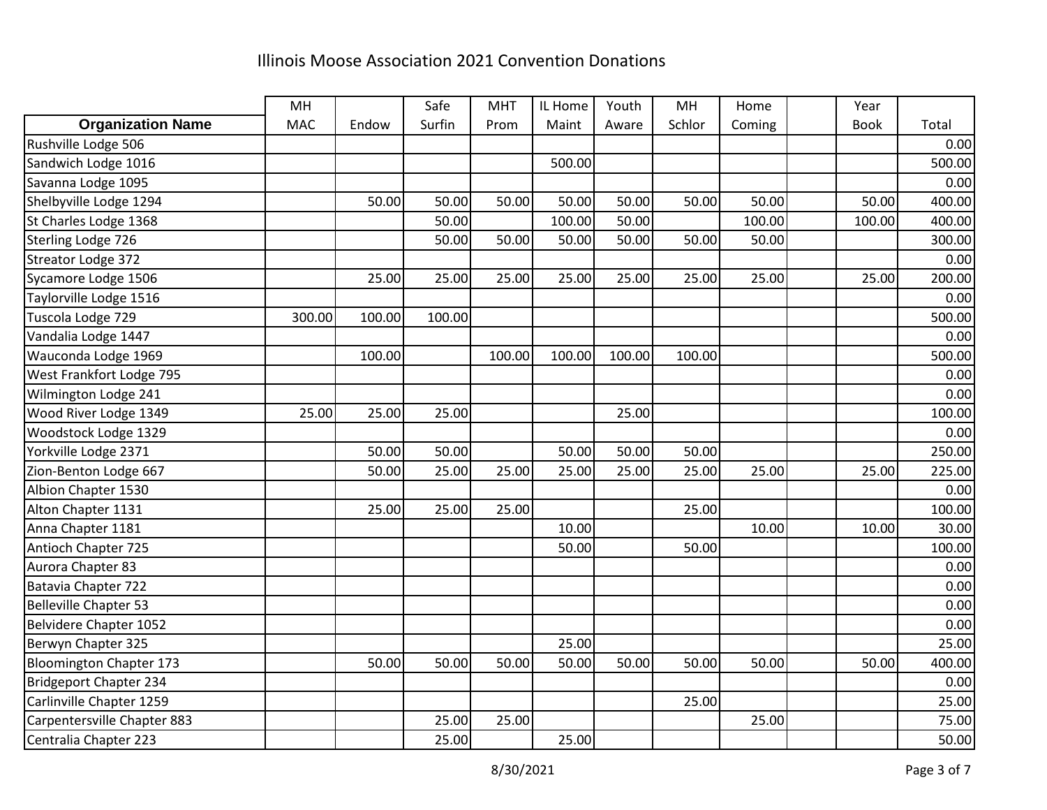# Illinois Moose Association 2021 Convention Donations

| Organization Name | MH MAC | Endow | Safe Surfin | MHT Prom | IL Home Maint | Youth Aware | MH Schlor | Home Coming | | Year Book | Total |
|---|---|---|---|---|---|---|---|---|---|---|---|
| Rushville Lodge 506 | | | | | | | | | | | 0.00 |
| Sandwich Lodge 1016 | | | | | 500.00 | | | | | | 500.00 |
| Savanna Lodge 1095 | | | | | | | | | | | 0.00 |
| Shelbyville Lodge 1294 | | 50.00 | 50.00 | 50.00 | 50.00 | 50.00 | 50.00 | 50.00 | | 50.00 | 400.00 |
| St Charles Lodge 1368 | | | 50.00 | | 100.00 | 50.00 | | 100.00 | | 100.00 | 400.00 |
| Sterling Lodge 726 | | | 50.00 | 50.00 | 50.00 | 50.00 | 50.00 | 50.00 | | | 300.00 |
| Streator Lodge 372 | | | | | | | | | | | 0.00 |
| Sycamore Lodge 1506 | | 25.00 | 25.00 | 25.00 | 25.00 | 25.00 | 25.00 | 25.00 | | 25.00 | 200.00 |
| Taylorville Lodge 1516 | | | | | | | | | | | 0.00 |
| Tuscola Lodge 729 | 300.00 | 100.00 | 100.00 | | | | | | | | 500.00 |
| Vandalia Lodge 1447 | | | | | | | | | | | 0.00 |
| Wauconda Lodge 1969 | | 100.00 | | 100.00 | 100.00 | 100.00 | 100.00 | | | | 500.00 |
| West Frankfort Lodge 795 | | | | | | | | | | | 0.00 |
| Wilmington Lodge 241 | | | | | | | | | | | 0.00 |
| Wood River Lodge 1349 | 25.00 | 25.00 | 25.00 | | | 25.00 | | | | | 100.00 |
| Woodstock Lodge 1329 | | | | | | | | | | | 0.00 |
| Yorkville Lodge 2371 | | 50.00 | 50.00 | | 50.00 | 50.00 | 50.00 | | | | 250.00 |
| Zion-Benton Lodge 667 | | 50.00 | 25.00 | 25.00 | 25.00 | 25.00 | 25.00 | 25.00 | | 25.00 | 225.00 |
| Albion Chapter 1530 | | | | | | | | | | | 0.00 |
| Alton Chapter 1131 | | 25.00 | 25.00 | 25.00 | | | 25.00 | | | | 100.00 |
| Anna Chapter 1181 | | | | | 10.00 | | | 10.00 | | 10.00 | 30.00 |
| Antioch Chapter 725 | | | | | 50.00 | | 50.00 | | | | 100.00 |
| Aurora Chapter 83 | | | | | | | | | | | 0.00 |
| Batavia Chapter 722 | | | | | | | | | | | 0.00 |
| Belleville Chapter 53 | | | | | | | | | | | 0.00 |
| Belvidere Chapter 1052 | | | | | | | | | | | 0.00 |
| Berwyn Chapter 325 | | | | | 25.00 | | | | | | 25.00 |
| Bloomington Chapter 173 | | 50.00 | 50.00 | 50.00 | 50.00 | 50.00 | 50.00 | 50.00 | | 50.00 | 400.00 |
| Bridgeport Chapter 234 | | | | | | | | | | | 0.00 |
| Carlinville Chapter 1259 | | | | | | | 25.00 | | | | 25.00 |
| Carpentersville Chapter 883 | | | 25.00 | 25.00 | | | | 25.00 | | | 75.00 |
| Centralia Chapter 223 | | | 25.00 | | 25.00 | | | | | | 50.00 |

8/30/2021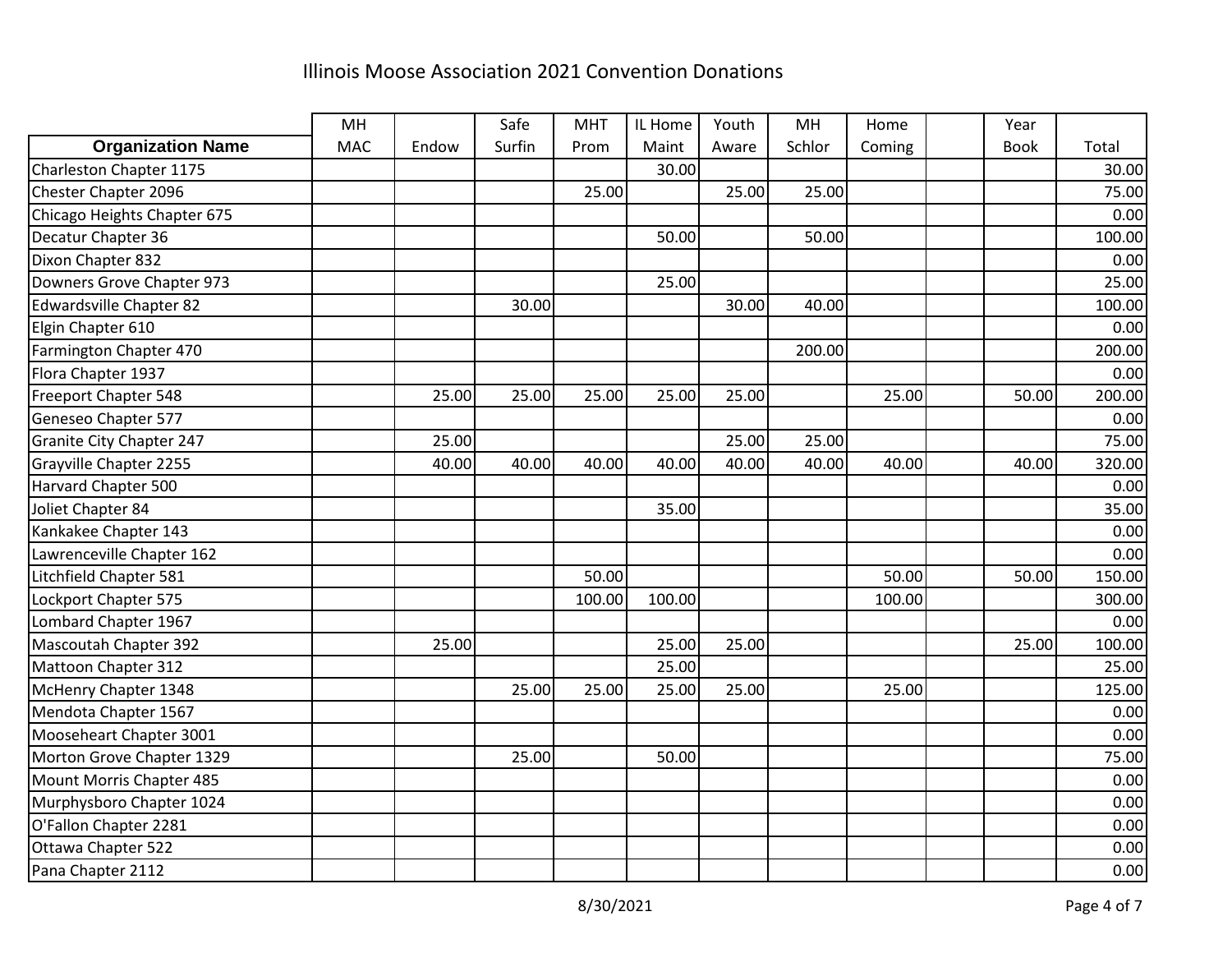# Illinois Moose Association 2021 Convention Donations

| Organization Name | MH MAC | Endow | Safe Surfin | MHT Prom | IL Home Maint | Youth Aware | MH Schlor | Home Coming | | Year Book | Total |
|---|---|---|---|---|---|---|---|---|---|---|---|
| Charleston Chapter 1175 | | | | | 30.00 | | | | | | 30.00 |
| Chester Chapter 2096 | | | | 25.00 | | 25.00 | 25.00 | | | | 75.00 |
| Chicago Heights Chapter 675 | | | | | | | | | | | 0.00 |
| Decatur Chapter 36 | | | | | 50.00 | | 50.00 | | | | 100.00 |
| Dixon Chapter 832 | | | | | | | | | | | 0.00 |
| Downers Grove Chapter 973 | | | | | 25.00 | | | | | | 25.00 |
| Edwardsville Chapter 82 | | | 30.00 | | | 30.00 | 40.00 | | | | 100.00 |
| Elgin Chapter 610 | | | | | | | | | | | 0.00 |
| Farmington Chapter 470 | | | | | | | 200.00 | | | | 200.00 |
| Flora Chapter 1937 | | | | | | | | | | | 0.00 |
| Freeport Chapter 548 | | 25.00 | 25.00 | 25.00 | 25.00 | 25.00 | | 25.00 | | 50.00 | 200.00 |
| Geneseo Chapter 577 | | | | | | | | | | | 0.00 |
| Granite City Chapter 247 | | 25.00 | | | | 25.00 | 25.00 | | | | 75.00 |
| Grayville Chapter 2255 | | 40.00 | 40.00 | 40.00 | 40.00 | 40.00 | 40.00 | 40.00 | | 40.00 | 320.00 |
| Harvard Chapter 500 | | | | | | | | | | | 0.00 |
| Joliet Chapter 84 | | | | | 35.00 | | | | | | 35.00 |
| Kankakee Chapter 143 | | | | | | | | | | | 0.00 |
| Lawrenceville Chapter 162 | | | | | | | | | | | 0.00 |
| Litchfield Chapter 581 | | | | 50.00 | | | | 50.00 | | 50.00 | 150.00 |
| Lockport Chapter 575 | | | | 100.00 | 100.00 | | | 100.00 | | | 300.00 |
| Lombard Chapter 1967 | | | | | | | | | | | 0.00 |
| Mascoutah Chapter 392 | | 25.00 | | | 25.00 | 25.00 | | | | 25.00 | 100.00 |
| Mattoon Chapter 312 | | | | | 25.00 | | | | | | 25.00 |
| McHenry Chapter 1348 | | | 25.00 | 25.00 | 25.00 | 25.00 | | 25.00 | | | 125.00 |
| Mendota Chapter 1567 | | | | | | | | | | | 0.00 |
| Mooseheart Chapter 3001 | | | | | | | | | | | 0.00 |
| Morton Grove Chapter 1329 | | | 25.00 | | 50.00 | | | | | | 75.00 |
| Mount Morris Chapter 485 | | | | | | | | | | | 0.00 |
| Murphysboro Chapter 1024 | | | | | | | | | | | 0.00 |
| O'Fallon Chapter 2281 | | | | | | | | | | | 0.00 |
| Ottawa Chapter 522 | | | | | | | | | | | 0.00 |
| Pana Chapter 2112 | | | | | | | | | | | 0.00 |

8/30/2021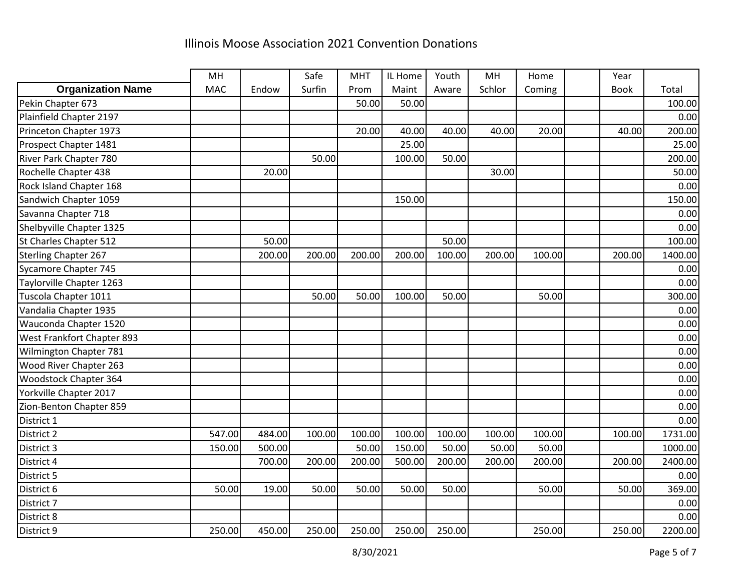# Illinois Moose Association 2021 Convention Donations

| Organization Name | MH MAC | Endow | Safe Surfin | MHT Prom | IL Home Maint | Youth Aware | MH Schlor | Home Coming | | Year Book | Total |
|---|---|---|---|---|---|---|---|---|---|---|---|
| Pekin Chapter 673 | | | | 50.00 | 50.00 | | | | | | 100.00 |
| Plainfield Chapter 2197 | | | | | | | | | | | 0.00 |
| Princeton Chapter 1973 | | | | 20.00 | 40.00 | 40.00 | 40.00 | 20.00 | | 40.00 | 200.00 |
| Prospect Chapter 1481 | | | | | 25.00 | | | | | | 25.00 |
| River Park Chapter 780 | | | 50.00 | | 100.00 | 50.00 | | | | | 200.00 |
| Rochelle Chapter 438 | | 20.00 | | | | | 30.00 | | | | 50.00 |
| Rock Island Chapter 168 | | | | | | | | | | | 0.00 |
| Sandwich Chapter 1059 | | | | | 150.00 | | | | | | 150.00 |
| Savanna Chapter 718 | | | | | | | | | | | 0.00 |
| Shelbyville Chapter 1325 | | | | | | | | | | | 0.00 |
| St Charles Chapter 512 | | 50.00 | | | | 50.00 | | | | | 100.00 |
| Sterling Chapter 267 | | 200.00 | 200.00 | 200.00 | 200.00 | 100.00 | 200.00 | 100.00 | | 200.00 | 1400.00 |
| Sycamore Chapter 745 | | | | | | | | | | | 0.00 |
| Taylorville Chapter 1263 | | | | | | | | | | | 0.00 |
| Tuscola Chapter 1011 | | | 50.00 | 50.00 | 100.00 | 50.00 | | 50.00 | | | 300.00 |
| Vandalia Chapter 1935 | | | | | | | | | | | 0.00 |
| Wauconda Chapter 1520 | | | | | | | | | | | 0.00 |
| West Frankfort Chapter 893 | | | | | | | | | | | 0.00 |
| Wilmington Chapter 781 | | | | | | | | | | | 0.00 |
| Wood River Chapter 263 | | | | | | | | | | | 0.00 |
| Woodstock Chapter 364 | | | | | | | | | | | 0.00 |
| Yorkville Chapter 2017 | | | | | | | | | | | 0.00 |
| Zion-Benton Chapter 859 | | | | | | | | | | | 0.00 |
| District 1 | | | | | | | | | | | 0.00 |
| District 2 | 547.00 | 484.00 | 100.00 | 100.00 | 100.00 | 100.00 | 100.00 | 100.00 | | 100.00 | 1731.00 |
| District 3 | 150.00 | 500.00 | | 50.00 | 150.00 | 50.00 | 50.00 | 50.00 | | | 1000.00 |
| District 4 | | 700.00 | 200.00 | 200.00 | 500.00 | 200.00 | 200.00 | 200.00 | | 200.00 | 2400.00 |
| District 5 | | | | | | | | | | | 0.00 |
| District 6 | 50.00 | 19.00 | 50.00 | 50.00 | 50.00 | 50.00 | | 50.00 | | 50.00 | 369.00 |
| District 7 | | | | | | | | | | | 0.00 |
| District 8 | | | | | | | | | | | 0.00 |
| District 9 | 250.00 | 450.00 | 250.00 | 250.00 | 250.00 | 250.00 | | 250.00 | | 250.00 | 2200.00 |

8/30/2021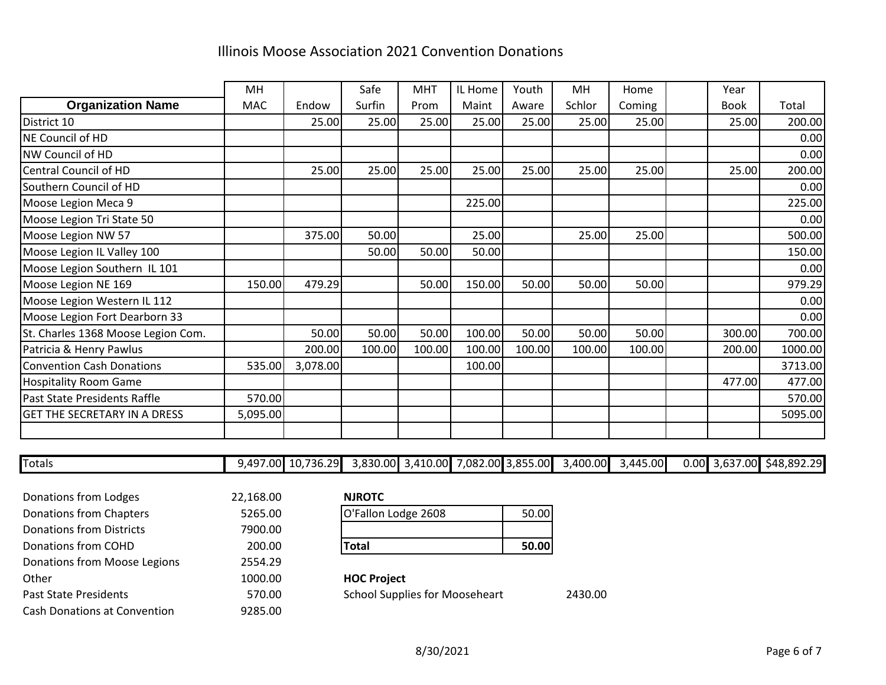# Illinois Moose Association 2021 Convention Donations

| Organization Name | MH MAC | Endow | Safe Surfin | MHT Prom | IL Home Maint | Youth Aware | MH Schlor | Home Coming | | Year Book | Total |
|---|---|---|---|---|---|---|---|---|---|---|---|
| District 10 | | 25.00 | 25.00 | 25.00 | 25.00 | 25.00 | 25.00 | 25.00 | | 25.00 | 200.00 |
| NE Council of HD | | | | | | | | | | | 0.00 |
| NW Council of HD | | | | | | | | | | | 0.00 |
| Central Council of HD | | 25.00 | 25.00 | 25.00 | 25.00 | 25.00 | 25.00 | 25.00 | | 25.00 | 200.00 |
| Southern Council of HD | | | | | | | | | | | 0.00 |
| Moose Legion Meca 9 | | | | | 225.00 | | | | | | 225.00 |
| Moose Legion Tri State 50 | | | | | | | | | | | 0.00 |
| Moose Legion NW 57 | | 375.00 | 50.00 | | 25.00 | | 25.00 | 25.00 | | | 500.00 |
| Moose Legion IL Valley 100 | | | 50.00 | 50.00 | 50.00 | | | | | | 150.00 |
| Moose Legion Southern IL 101 | | | | | | | | | | | 0.00 |
| Moose Legion NE 169 | 150.00 | 479.29 | | 50.00 | 150.00 | 50.00 | 50.00 | 50.00 | | | 979.29 |
| Moose Legion Western IL 112 | | | | | | | | | | | 0.00 |
| Moose Legion Fort Dearborn 33 | | | | | | | | | | | 0.00 |
| St. Charles 1368 Moose Legion Com. | | 50.00 | 50.00 | 50.00 | 100.00 | 50.00 | 50.00 | 50.00 | | 300.00 | 700.00 |
| Patricia & Henry Pawlus | | 200.00 | 100.00 | 100.00 | 100.00 | 100.00 | 100.00 | 100.00 | | 200.00 | 1000.00 |
| Convention Cash Donations | 535.00 | 3,078.00 | | | 100.00 | | | | | | 3713.00 |
| Hospitality Room Game | | | | | | | | | | 477.00 | 477.00 |
| Past State Presidents Raffle | 570.00 | | | | | | | | | | 570.00 |
| GET THE SECRETARY IN A DRESS | 5,095.00 | | | | | | | | | | 5095.00 |
| | | | | | | | | | | | |
| Totals | 9,497.00 | 10,736.29 | 3,830.00 | 3,410.00 | 7,082.00 | 3,855.00 | 3,400.00 | 3,445.00 | 0.00 | 3,637.00 | $48,892.29 |

| | |
|---|---|
| Donations from Lodges | 22,168.00 |
| Donations from Chapters | 5265.00 |
| Donations from Districts | 7900.00 |
| Donations from COHD | 200.00 |
| Donations from Moose Legions | 2554.29 |
| Other | 1000.00 |
| Past State Presidents | 570.00 |
| Cash Donations at Convention | 9285.00 |

**NJROTC**

| | |
|---|---|
| O'Fallon Lodge 2608 | 50.00 |
| | |
| **Total** | **50.00** |

**HOC Project**

School Supplies for Mooseheart 2430.00

8/30/2021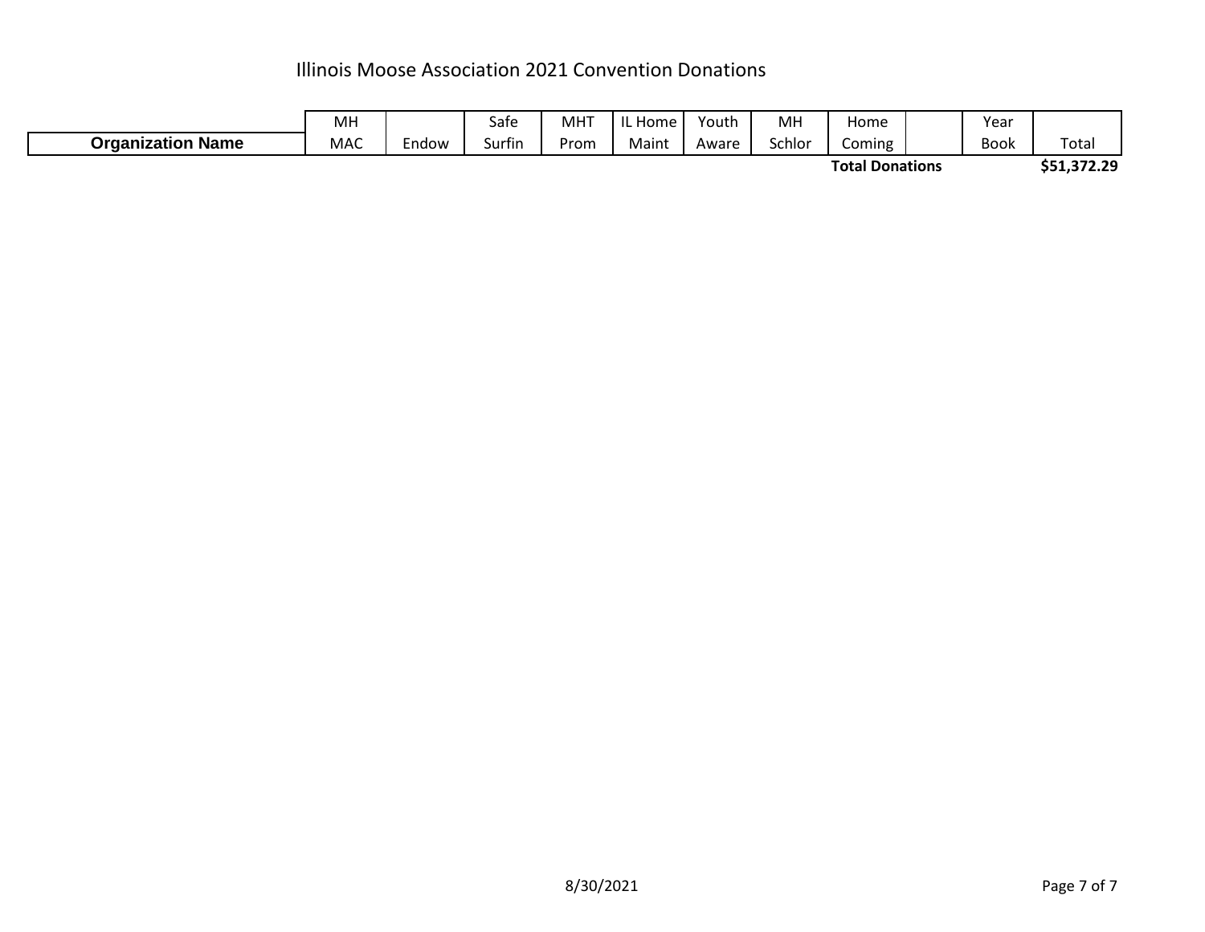Illinois Moose Association 2021 Convention Donations

| Organization Name | MH MAC | Endow | Safe Surfin | MHT Prom | IL Home Maint | Youth Aware | MH Schlor | Home Coming | | Year Book | Total |
|---|---|---|---|---|---|---|---|---|---|---|---|
| | | | | | | | | **Total Donations** | | | **$51,372.29** |

8/30/2021